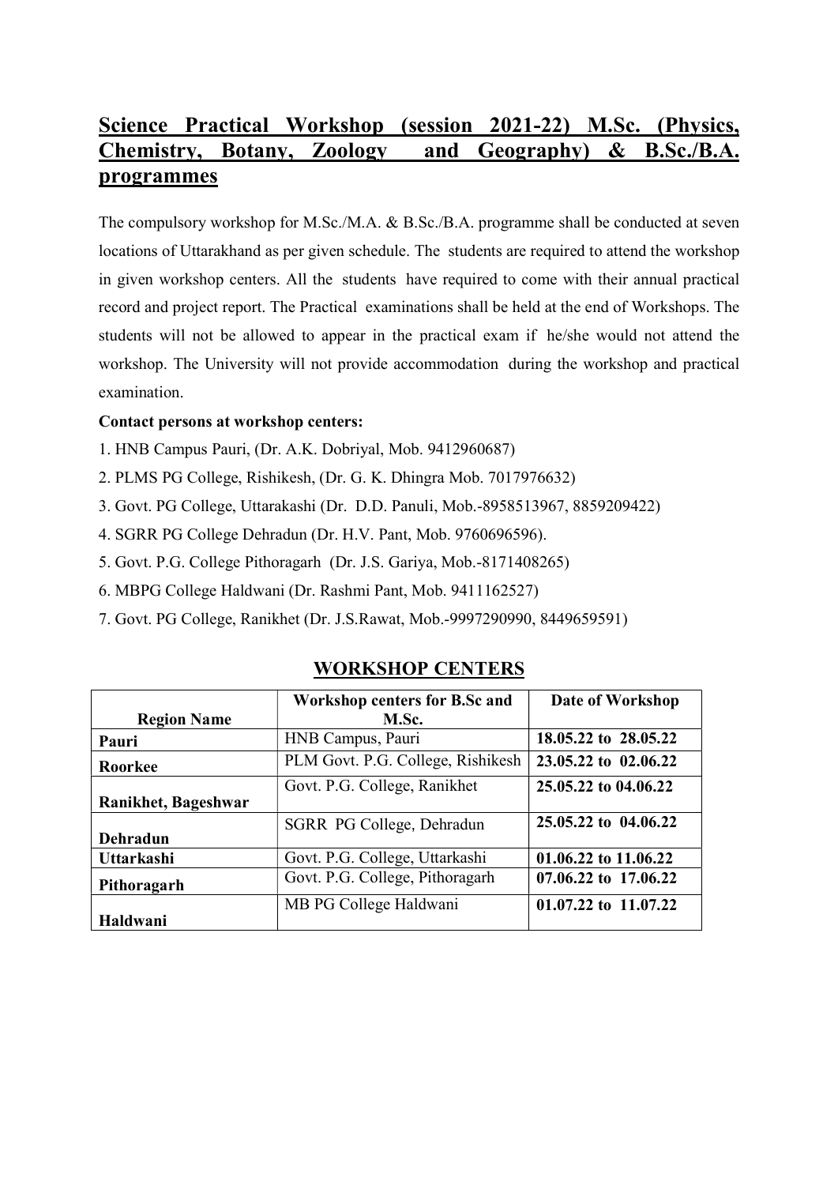## Science Practical Workshop (session 2021-22) M.Sc. (Physics, Chemistry, Botany, Zoology and Geography) & B.Sc./B.A. programmes

The compulsory workshop for M.Sc./M.A. & B.Sc./B.A. programme shall be conducted at seven locations of Uttarakhand as per given schedule. The students are required to attend the workshop in given workshop centers. All the students have required to come with their annual practical record and project report. The Practical examinations shall be held at the end of Workshops. The students will not be allowed to appear in the practical exam if he/she would not attend the workshop. The University will not provide accommodation during the workshop and practical examination.

**Contact persons at workshop centers:**

1. HNB Campus Pauri, (Dr. A.K. Dobriyal, Mob. 9412960687)
2. PLMS PG College, Rishikesh, (Dr. G. K. Dhingra Mob. 7017976632)
3. Govt. PG College, Uttarakashi (Dr. D.D. Panuli, Mob.-8958513967, 8859209422)
4. SGRR PG College Dehradun (Dr. H.V. Pant, Mob. 9760696596).
5. Govt. P.G. College Pithoragarh (Dr. J.S. Gariya, Mob.-8171408265)
6. MBPG College Haldwani (Dr. Rashmi Pant, Mob. 9411162527)
7. Govt. PG College, Ranikhet (Dr. J.S.Rawat, Mob.-9997290990, 8449659591)

## WORKSHOP CENTERS

| Region Name | Workshop centers for B.Sc and M.Sc. | Date of Workshop |
|---|---|---|
| **Pauri** | HNB Campus, Pauri | **18.05.22 to 28.05.22** |
| **Roorkee** | PLM Govt. P.G. College, Rishikesh | **23.05.22 to 02.06.22** |
| **Ranikhet, Bageshwar** | Govt. P.G. College, Ranikhet | **25.05.22 to 04.06.22** |
| **Dehradun** | SGRR PG College, Dehradun | **25.05.22 to 04.06.22** |
| **Uttarkashi** | Govt. P.G. College, Uttarkashi | **01.06.22 to 11.06.22** |
| **Pithoragarh** | Govt. P.G. College, Pithoragarh | **07.06.22 to 17.06.22** |
| **Haldwani** | MB PG College Haldwani | **01.07.22 to 11.07.22** |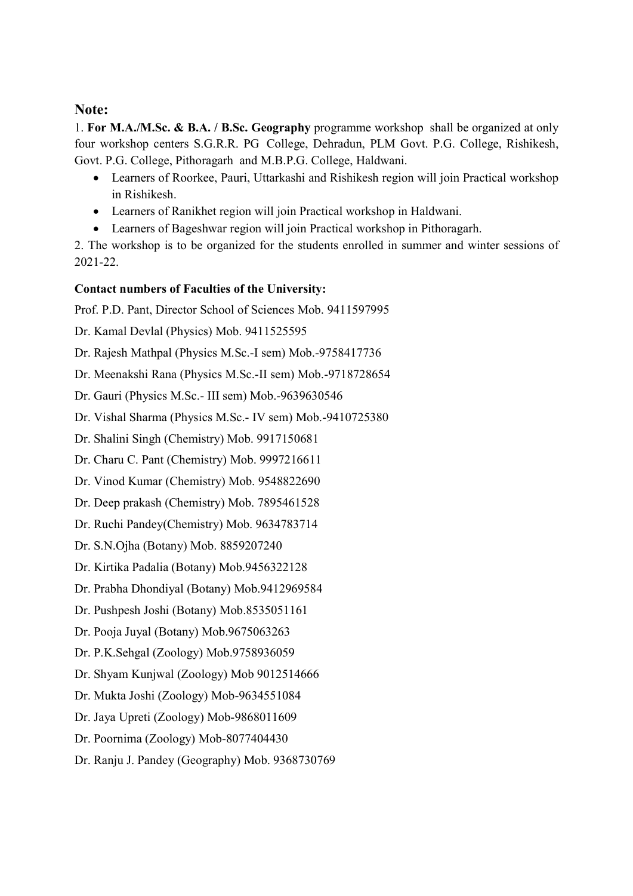## Note:

1. **For M.A./M.Sc. & B.A. / B.Sc. Geography** programme workshop shall be organized at only four workshop centers S.G.R.R. PG College, Dehradun, PLM Govt. P.G. College, Rishikesh, Govt. P.G. College, Pithoragarh and M.B.P.G. College, Haldwani.

- Learners of Roorkee, Pauri, Uttarkashi and Rishikesh region will join Practical workshop in Rishikesh.
- Learners of Ranikhet region will join Practical workshop in Haldwani.
- Learners of Bageshwar region will join Practical workshop in Pithoragarh.

2. The workshop is to be organized for the students enrolled in summer and winter sessions of 2021-22.

**Contact numbers of Faculties of the University:**

Prof. P.D. Pant, Director School of Sciences Mob. 9411597995

Dr. Kamal Devlal (Physics) Mob. 9411525595

Dr. Rajesh Mathpal (Physics M.Sc.-I sem) Mob.-9758417736

Dr. Meenakshi Rana (Physics M.Sc.-II sem) Mob.-9718728654

Dr. Gauri (Physics M.Sc.- III sem) Mob.-9639630546

Dr. Vishal Sharma (Physics M.Sc.- IV sem) Mob.-9410725380

Dr. Shalini Singh (Chemistry) Mob. 9917150681

Dr. Charu C. Pant (Chemistry) Mob. 9997216611

Dr. Vinod Kumar (Chemistry) Mob. 9548822690

Dr. Deep prakash (Chemistry) Mob. 7895461528

Dr. Ruchi Pandey(Chemistry) Mob. 9634783714

Dr. S.N.Ojha (Botany) Mob. 8859207240

Dr. Kirtika Padalia (Botany) Mob.9456322128

Dr. Prabha Dhondiyal (Botany) Mob.9412969584

Dr. Pushpesh Joshi (Botany) Mob.8535051161

Dr. Pooja Juyal (Botany) Mob.9675063263

Dr. P.K.Sehgal (Zoology) Mob.9758936059

Dr. Shyam Kunjwal (Zoology) Mob 9012514666

Dr. Mukta Joshi (Zoology) Mob-9634551084

Dr. Jaya Upreti (Zoology) Mob-9868011609

Dr. Poornima (Zoology) Mob-8077404430

Dr. Ranju J. Pandey (Geography) Mob. 9368730769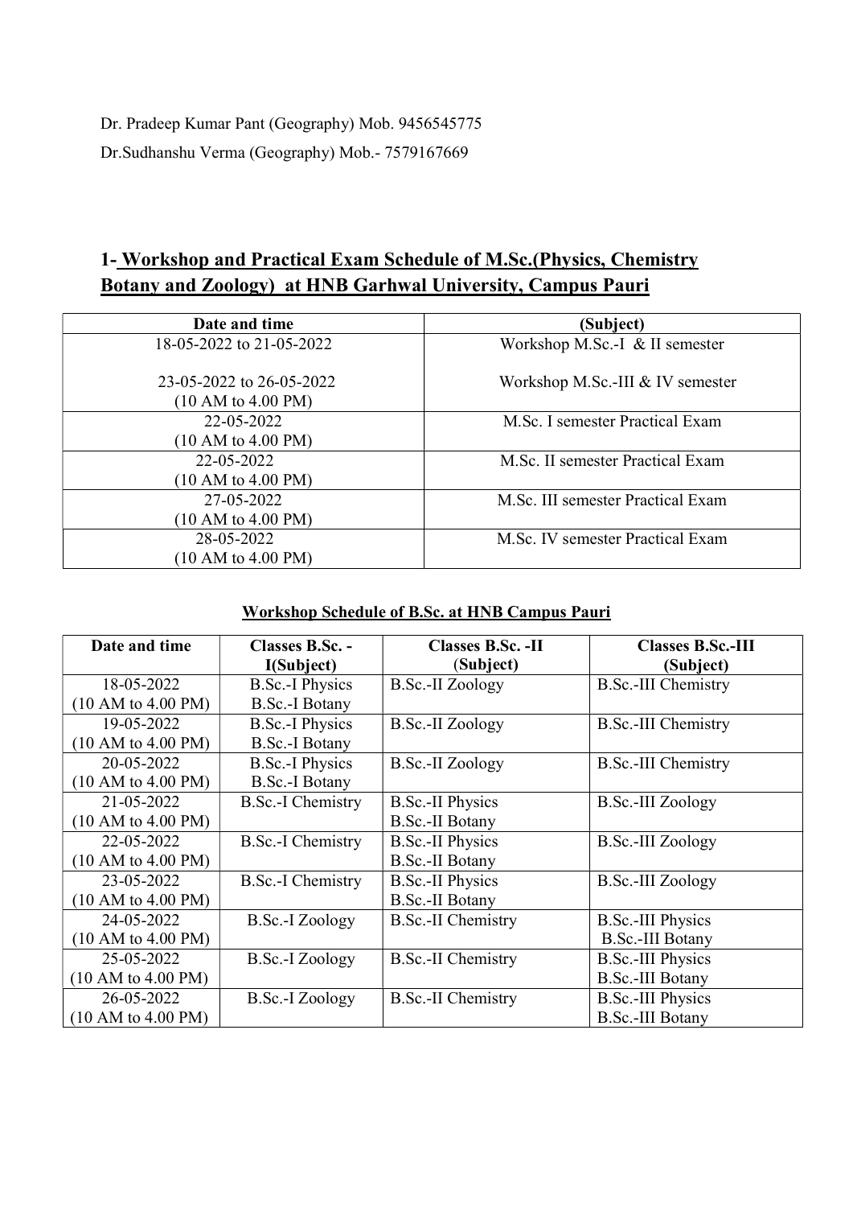Dr. Pradeep Kumar Pant (Geography) Mob. 9456545775

Dr.Sudhanshu Verma (Geography) Mob.- 7579167669

## 1- Workshop and Practical Exam Schedule of M.Sc.(Physics, Chemistry Botany and Zoology) at HNB Garhwal University, Campus Pauri

| Date and time | (Subject) |
|---|---|
| 18-05-2022 to 21-05-2022<br><br>23-05-2022 to 26-05-2022<br>(10 AM to 4.00 PM) | Workshop M.Sc.-I & II semester<br><br>Workshop M.Sc.-III & IV semester |
| 22-05-2022<br>(10 AM to 4.00 PM) | M.Sc. I semester Practical Exam |
| 22-05-2022<br>(10 AM to 4.00 PM) | M.Sc. II semester Practical Exam |
| 27-05-2022<br>(10 AM to 4.00 PM) | M.Sc. III semester Practical Exam |
| 28-05-2022<br>(10 AM to 4.00 PM) | M.Sc. IV semester Practical Exam |

### Workshop Schedule of B.Sc. at HNB Campus Pauri

| Date and time | Classes B.Sc. - I(Subject) | Classes B.Sc. -II (Subject) | Classes B.Sc.-III (Subject) |
|---|---|---|---|
| 18-05-2022<br>(10 AM to 4.00 PM) | B.Sc.-I Physics<br>B.Sc.-I Botany | B.Sc.-II Zoology | B.Sc.-III Chemistry |
| 19-05-2022<br>(10 AM to 4.00 PM) | B.Sc.-I Physics<br>B.Sc.-I Botany | B.Sc.-II Zoology | B.Sc.-III Chemistry |
| 20-05-2022<br>(10 AM to 4.00 PM) | B.Sc.-I Physics<br>B.Sc.-I Botany | B.Sc.-II Zoology | B.Sc.-III Chemistry |
| 21-05-2022<br>(10 AM to 4.00 PM) | B.Sc.-I Chemistry | B.Sc.-II Physics<br>B.Sc.-II Botany | B.Sc.-III Zoology |
| 22-05-2022<br>(10 AM to 4.00 PM) | B.Sc.-I Chemistry | B.Sc.-II Physics<br>B.Sc.-II Botany | B.Sc.-III Zoology |
| 23-05-2022<br>(10 AM to 4.00 PM) | B.Sc.-I Chemistry | B.Sc.-II Physics<br>B.Sc.-II Botany | B.Sc.-III Zoology |
| 24-05-2022<br>(10 AM to 4.00 PM) | B.Sc.-I Zoology | B.Sc.-II Chemistry | B.Sc.-III Physics<br>B.Sc.-III Botany |
| 25-05-2022<br>(10 AM to 4.00 PM) | B.Sc.-I Zoology | B.Sc.-II Chemistry | B.Sc.-III Physics<br>B.Sc.-III Botany |
| 26-05-2022<br>(10 AM to 4.00 PM) | B.Sc.-I Zoology | B.Sc.-II Chemistry | B.Sc.-III Physics<br>B.Sc.-III Botany |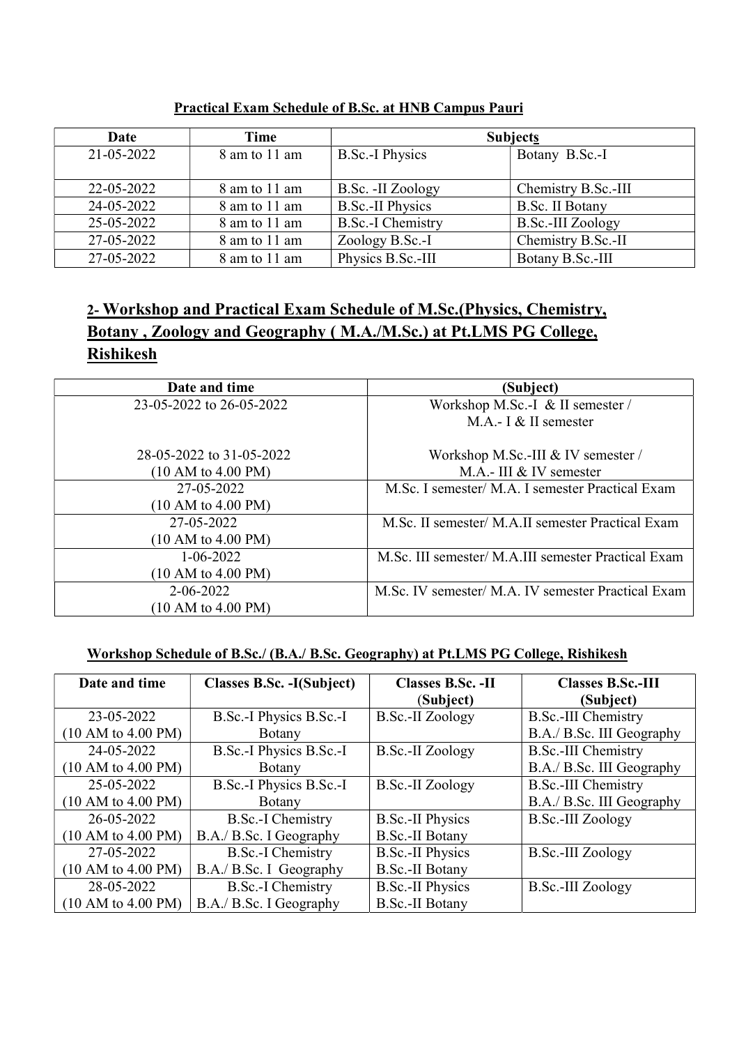**Practical Exam Schedule of B.Sc. at HNB Campus Pauri**

| Date | Time | Subjects | |
|---|---|---|---|
| 21-05-2022 | 8 am to 11 am | B.Sc.-I Physics | Botany B.Sc.-I |
| 22-05-2022 | 8 am to 11 am | B.Sc. -II Zoology | Chemistry B.Sc.-III |
| 24-05-2022 | 8 am to 11 am | B.Sc.-II Physics | B.Sc. II Botany |
| 25-05-2022 | 8 am to 11 am | B.Sc.-I Chemistry | B.Sc.-III Zoology |
| 27-05-2022 | 8 am to 11 am | Zoology B.Sc.-I | Chemistry B.Sc.-II |
| 27-05-2022 | 8 am to 11 am | Physics B.Sc.-III | Botany B.Sc.-III |

## 2- Workshop and Practical Exam Schedule of M.Sc.(Physics, Chemistry, Botany , Zoology and Geography ( M.A./M.Sc.) at Pt.LMS PG College, Rishikesh

| Date and time | (Subject) |
|---|---|
| 23-05-2022 to 26-05-2022<br><br>28-05-2022 to 31-05-2022<br>(10 AM to 4.00 PM) | Workshop M.Sc.-I & II semester / M.A.- I & II semester<br><br>Workshop M.Sc.-III & IV semester / M.A.- III & IV semester |
| 27-05-2022<br>(10 AM to 4.00 PM) | M.Sc. I semester/ M.A. I semester Practical Exam |
| 27-05-2022<br>(10 AM to 4.00 PM) | M.Sc. II semester/ M.A.II semester Practical Exam |
| 1-06-2022<br>(10 AM to 4.00 PM) | M.Sc. III semester/ M.A.III semester Practical Exam |
| 2-06-2022<br>(10 AM to 4.00 PM) | M.Sc. IV semester/ M.A. IV semester Practical Exam |

**Workshop Schedule of B.Sc./ (B.A./ B.Sc. Geography) at Pt.LMS PG College, Rishikesh**

| Date and time | Classes B.Sc. -I(Subject) | Classes B.Sc. -II (Subject) | Classes B.Sc.-III (Subject) |
|---|---|---|---|
| 23-05-2022<br>(10 AM to 4.00 PM) | B.Sc.-I Physics B.Sc.-I Botany | B.Sc.-II Zoology | B.Sc.-III Chemistry<br>B.A./ B.Sc. III Geography |
| 24-05-2022<br>(10 AM to 4.00 PM) | B.Sc.-I Physics B.Sc.-I Botany | B.Sc.-II Zoology | B.Sc.-III Chemistry<br>B.A./ B.Sc. III Geography |
| 25-05-2022<br>(10 AM to 4.00 PM) | B.Sc.-I Physics B.Sc.-I Botany | B.Sc.-II Zoology | B.Sc.-III Chemistry<br>B.A./ B.Sc. III Geography |
| 26-05-2022<br>(10 AM to 4.00 PM) | B.Sc.-I Chemistry<br>B.A./ B.Sc. I Geography | B.Sc.-II Physics<br>B.Sc.-II Botany | B.Sc.-III Zoology |
| 27-05-2022<br>(10 AM to 4.00 PM) | B.Sc.-I Chemistry<br>B.A./ B.Sc. I Geography | B.Sc.-II Physics<br>B.Sc.-II Botany | B.Sc.-III Zoology |
| 28-05-2022<br>(10 AM to 4.00 PM) | B.Sc.-I Chemistry<br>B.A./ B.Sc. I Geography | B.Sc.-II Physics<br>B.Sc.-II Botany | B.Sc.-III Zoology |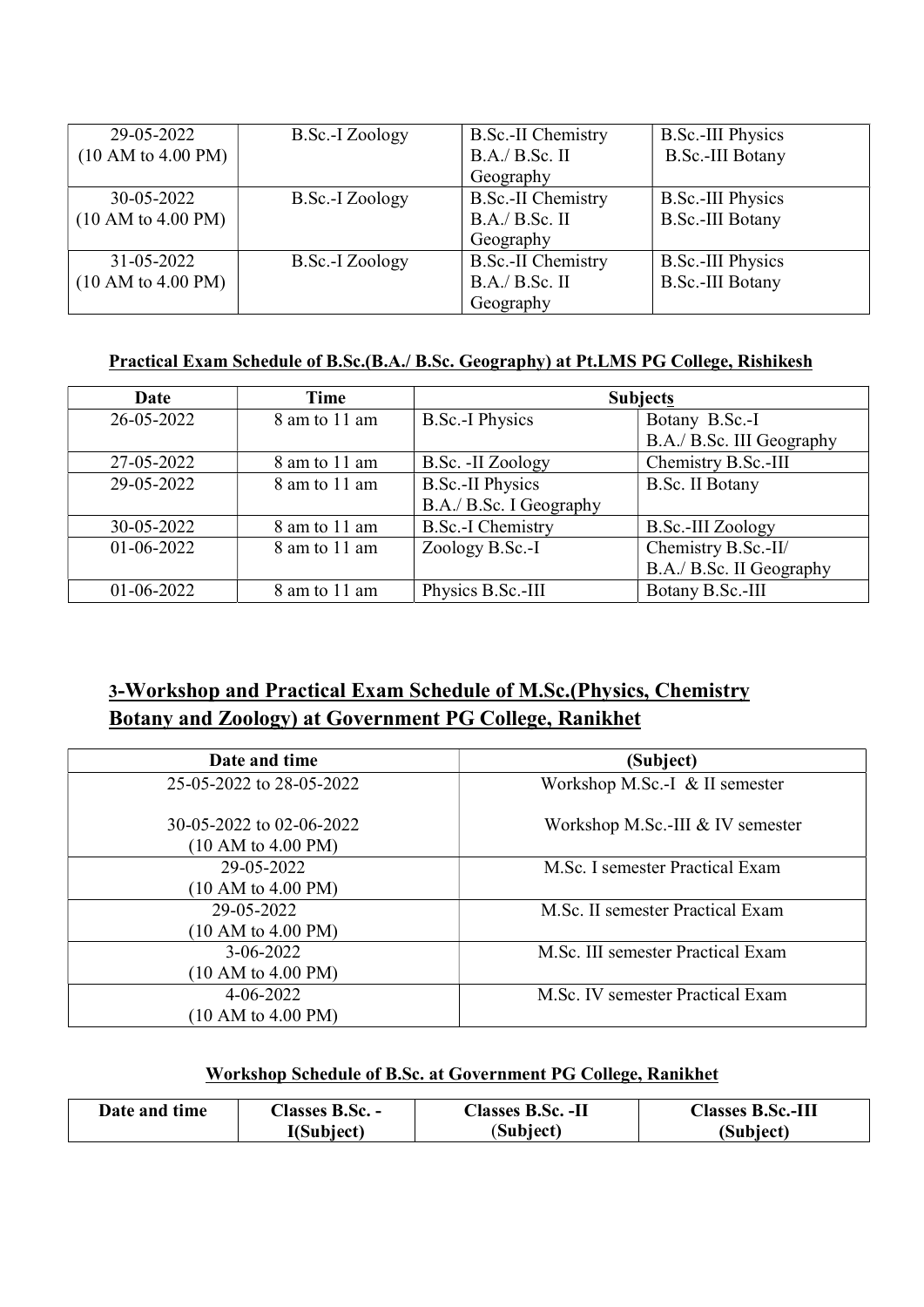| 29-05-2022 (10 AM to 4.00 PM) | B.Sc.-I Zoology | B.Sc.-II Chemistry B.A./ B.Sc. II Geography | B.Sc.-III Physics B.Sc.-III Botany |
|---|---|---|---|
| 30-05-2022 (10 AM to 4.00 PM) | B.Sc.-I Zoology | B.Sc.-II Chemistry B.A./ B.Sc. II Geography | B.Sc.-III Physics B.Sc.-III Botany |
| 31-05-2022 (10 AM to 4.00 PM) | B.Sc.-I Zoology | B.Sc.-II Chemistry B.A./ B.Sc. II Geography | B.Sc.-III Physics B.Sc.-III Botany |

**Practical Exam Schedule of B.Sc.(B.A./ B.Sc. Geography) at Pt.LMS PG College, Rishikesh**

| Date | Time | Subjects | |
|---|---|---|---|
| 26-05-2022 | 8 am to 11 am | B.Sc.-I Physics | Botany B.Sc.-I B.A./ B.Sc. III Geography |
| 27-05-2022 | 8 am to 11 am | B.Sc. -II Zoology | Chemistry B.Sc.-III |
| 29-05-2022 | 8 am to 11 am | B.Sc.-II Physics B.A./ B.Sc. I Geography | B.Sc. II Botany |
| 30-05-2022 | 8 am to 11 am | B.Sc.-I Chemistry | B.Sc.-III Zoology |
| 01-06-2022 | 8 am to 11 am | Zoology B.Sc.-I | Chemistry B.Sc.-II/ B.A./ B.Sc. II Geography |
| 01-06-2022 | 8 am to 11 am | Physics B.Sc.-III | Botany B.Sc.-III |

## 3-Workshop and Practical Exam Schedule of M.Sc.(Physics, Chemistry Botany and Zoology) at Government PG College, Ranikhet

| Date and time | (Subject) |
|---|---|
| 25-05-2022 to 28-05-2022<br><br>30-05-2022 to 02-06-2022 (10 AM to 4.00 PM) | Workshop M.Sc.-I & II semester<br><br>Workshop M.Sc.-III & IV semester |
| 29-05-2022 (10 AM to 4.00 PM) | M.Sc. I semester Practical Exam |
| 29-05-2022 (10 AM to 4.00 PM) | M.Sc. II semester Practical Exam |
| 3-06-2022 (10 AM to 4.00 PM) | M.Sc. III semester Practical Exam |
| 4-06-2022 (10 AM to 4.00 PM) | M.Sc. IV semester Practical Exam |

**Workshop Schedule of B.Sc. at Government PG College, Ranikhet**

| Date and time | Classes B.Sc. - I(Subject) | Classes B.Sc. -II (Subject) | Classes B.Sc.-III (Subject) |
|---|---|---|---|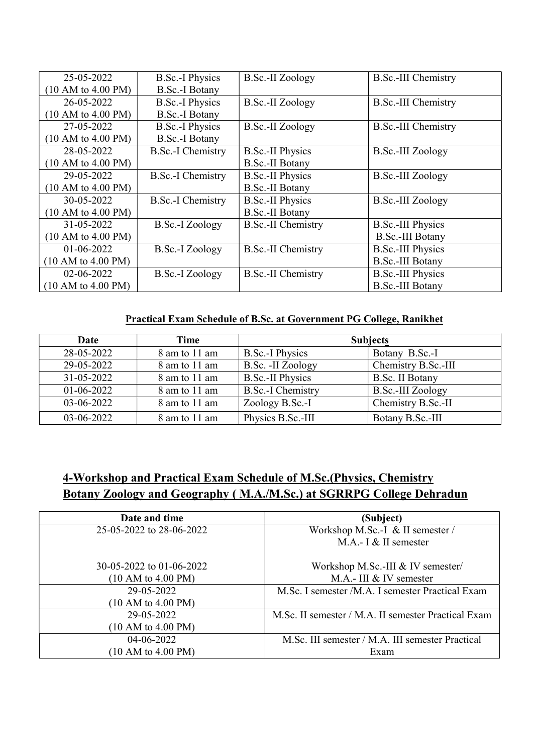| 25-05-2022 (10 AM to 4.00 PM) | B.Sc.-I Physics B.Sc.-I Botany | B.Sc.-II Zoology | B.Sc.-III Chemistry |
|---|---|---|---|
| 26-05-2022 (10 AM to 4.00 PM) | B.Sc.-I Physics B.Sc.-I Botany | B.Sc.-II Zoology | B.Sc.-III Chemistry |
| 27-05-2022 (10 AM to 4.00 PM) | B.Sc.-I Physics B.Sc.-I Botany | B.Sc.-II Zoology | B.Sc.-III Chemistry |
| 28-05-2022 (10 AM to 4.00 PM) | B.Sc.-I Chemistry | B.Sc.-II Physics B.Sc.-II Botany | B.Sc.-III Zoology |
| 29-05-2022 (10 AM to 4.00 PM) | B.Sc.-I Chemistry | B.Sc.-II Physics B.Sc.-II Botany | B.Sc.-III Zoology |
| 30-05-2022 (10 AM to 4.00 PM) | B.Sc.-I Chemistry | B.Sc.-II Physics B.Sc.-II Botany | B.Sc.-III Zoology |
| 31-05-2022 (10 AM to 4.00 PM) | B.Sc.-I Zoology | B.Sc.-II Chemistry | B.Sc.-III Physics B.Sc.-III Botany |
| 01-06-2022 (10 AM to 4.00 PM) | B.Sc.-I Zoology | B.Sc.-II Chemistry | B.Sc.-III Physics B.Sc.-III Botany |
| 02-06-2022 (10 AM to 4.00 PM) | B.Sc.-I Zoology | B.Sc.-II Chemistry | B.Sc.-III Physics B.Sc.-III Botany |

**Practical Exam Schedule of B.Sc. at Government PG College, Ranikhet**

| Date | Time | Subjects | |
|---|---|---|---|
| 28-05-2022 | 8 am to 11 am | B.Sc.-I Physics | Botany B.Sc.-I |
| 29-05-2022 | 8 am to 11 am | B.Sc. -II Zoology | Chemistry B.Sc.-III |
| 31-05-2022 | 8 am to 11 am | B.Sc.-II Physics | B.Sc. II Botany |
| 01-06-2022 | 8 am to 11 am | B.Sc.-I Chemistry | B.Sc.-III Zoology |
| 03-06-2022 | 8 am to 11 am | Zoology B.Sc.-I | Chemistry B.Sc.-II |
| 03-06-2022 | 8 am to 11 am | Physics B.Sc.-III | Botany B.Sc.-III |

## 4-Workshop and Practical Exam Schedule of M.Sc.(Physics, Chemistry Botany Zoology and Geography ( M.A./M.Sc.) at SGRRPG College Dehradun

| Date and time | (Subject) |
|---|---|
| 25-05-2022 to 28-06-2022<br><br>30-05-2022 to 01-06-2022 (10 AM to 4.00 PM) | Workshop M.Sc.-I & II semester / M.A.- I & II semester<br><br>Workshop M.Sc.-III & IV semester/ M.A.- III & IV semester |
| 29-05-2022 (10 AM to 4.00 PM) | M.Sc. I semester /M.A. I semester Practical Exam |
| 29-05-2022 (10 AM to 4.00 PM) | M.Sc. II semester / M.A. II semester Practical Exam |
| 04-06-2022 (10 AM to 4.00 PM) | M.Sc. III semester / M.A. III semester Practical Exam |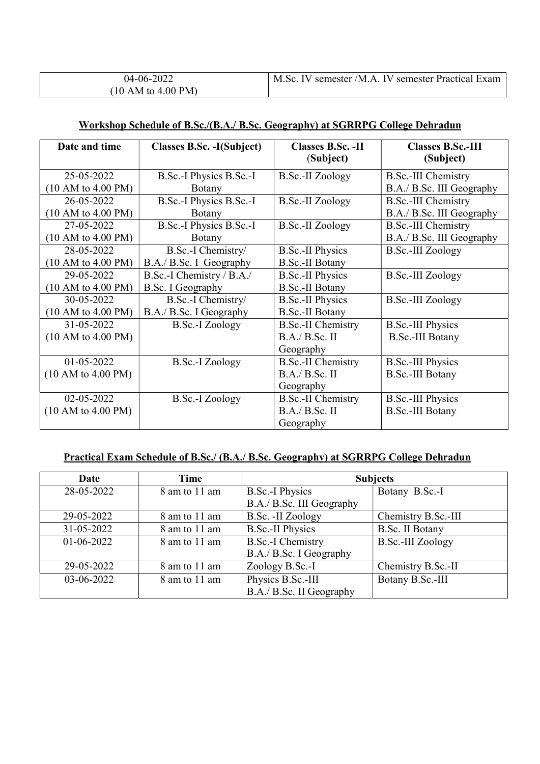| 04-06-2022 (10 AM to 4.00 PM) | M.Sc. IV semester /M.A. IV semester Practical Exam |
|---|---|

**Workshop Schedule of B.Sc./(B.A./ B.Sc. Geography) at SGRRPG College Dehradun**

| Date and time | Classes B.Sc. -I(Subject) | Classes B.Sc. -II (Subject) | Classes B.Sc.-III (Subject) |
|---|---|---|---|
| 25-05-2022 (10 AM to 4.00 PM) | B.Sc.-I Physics B.Sc.-I Botany | B.Sc.-II Zoology | B.Sc.-III Chemistry B.A./ B.Sc. III Geography |
| 26-05-2022 (10 AM to 4.00 PM) | B.Sc.-I Physics B.Sc.-I Botany | B.Sc.-II Zoology | B.Sc.-III Chemistry B.A./ B.Sc. III Geography |
| 27-05-2022 (10 AM to 4.00 PM) | B.Sc.-I Physics B.Sc.-I Botany | B.Sc.-II Zoology | B.Sc.-III Chemistry B.A./ B.Sc. III Geography |
| 28-05-2022 (10 AM to 4.00 PM) | B.Sc.-I Chemistry/ B.A./ B.Sc. I Geography | B.Sc.-II Physics B.Sc.-II Botany | B.Sc.-III Zoology |
| 29-05-2022 (10 AM to 4.00 PM) | B.Sc.-I Chemistry / B.A./ B.Sc. I Geography | B.Sc.-II Physics B.Sc.-II Botany | B.Sc.-III Zoology |
| 30-05-2022 (10 AM to 4.00 PM) | B.Sc.-I Chemistry/ B.A./ B.Sc. I Geography | B.Sc.-II Physics B.Sc.-II Botany | B.Sc.-III Zoology |
| 31-05-2022 (10 AM to 4.00 PM) | B.Sc.-I Zoology | B.Sc.-II Chemistry B.A./ B.Sc. II Geography | B.Sc.-III Physics B.Sc.-III Botany |
| 01-05-2022 (10 AM to 4.00 PM) | B.Sc.-I Zoology | B.Sc.-II Chemistry B.A./ B.Sc. II Geography | B.Sc.-III Physics B.Sc.-III Botany |
| 02-05-2022 (10 AM to 4.00 PM) | B.Sc.-I Zoology | B.Sc.-II Chemistry B.A./ B.Sc. II Geography | B.Sc.-III Physics B.Sc.-III Botany |

**Practical Exam Schedule of B.Sc./ (B.A./ B.Sc. Geography) at SGRRPG College Dehradun**

| Date | Time | Subjects | |
|---|---|---|---|
| 28-05-2022 | 8 am to 11 am | B.Sc.-I Physics B.A./ B.Sc. III Geography | Botany B.Sc.-I |
| 29-05-2022 | 8 am to 11 am | B.Sc. -II Zoology | Chemistry B.Sc.-III |
| 31-05-2022 | 8 am to 11 am | B.Sc.-II Physics | B.Sc. II Botany |
| 01-06-2022 | 8 am to 11 am | B.Sc.-I Chemistry B.A./ B.Sc. I Geography | B.Sc.-III Zoology |
| 29-05-2022 | 8 am to 11 am | Zoology B.Sc.-I | Chemistry B.Sc.-II |
| 03-06-2022 | 8 am to 11 am | Physics B.Sc.-III B.A./ B.Sc. II Geography | Botany B.Sc.-III |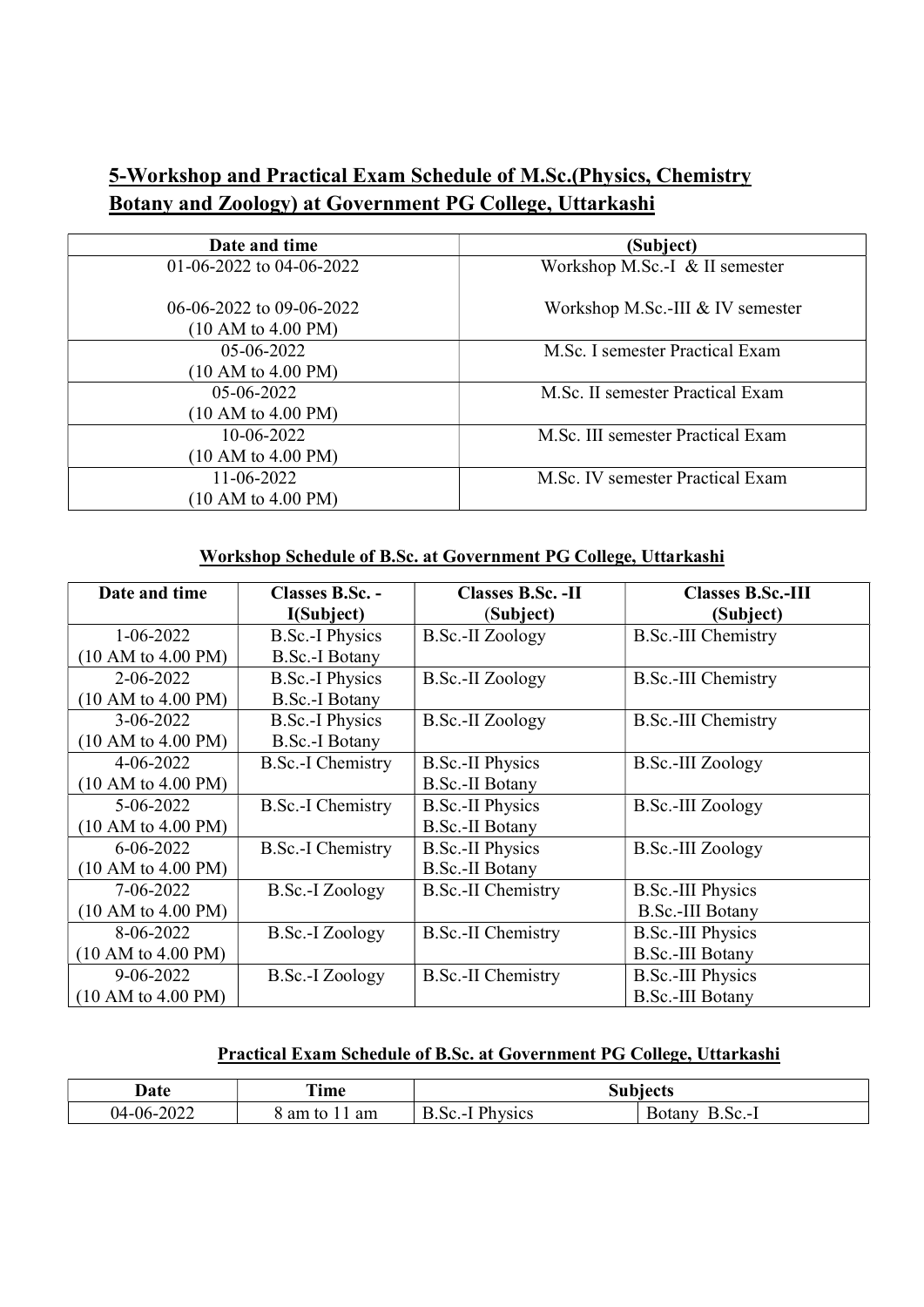## 5-Workshop and Practical Exam Schedule of M.Sc.(Physics, Chemistry Botany and Zoology) at Government PG College, Uttarkashi

| Date and time | (Subject) |
|---|---|
| 01-06-2022 to 04-06-2022<br><br>06-06-2022 to 09-06-2022<br>(10 AM to 4.00 PM) | Workshop M.Sc.-I & II semester<br><br>Workshop M.Sc.-III & IV semester |
| 05-06-2022<br>(10 AM to 4.00 PM) | M.Sc. I semester Practical Exam |
| 05-06-2022<br>(10 AM to 4.00 PM) | M.Sc. II semester Practical Exam |
| 10-06-2022<br>(10 AM to 4.00 PM) | M.Sc. III semester Practical Exam |
| 11-06-2022<br>(10 AM to 4.00 PM) | M.Sc. IV semester Practical Exam |

### Workshop Schedule of B.Sc. at Government PG College, Uttarkashi

| Date and time | Classes B.Sc. - I(Subject) | Classes B.Sc. -II (Subject) | Classes B.Sc.-III (Subject) |
|---|---|---|---|
| 1-06-2022<br>(10 AM to 4.00 PM) | B.Sc.-I Physics<br>B.Sc.-I Botany | B.Sc.-II Zoology | B.Sc.-III Chemistry |
| 2-06-2022<br>(10 AM to 4.00 PM) | B.Sc.-I Physics<br>B.Sc.-I Botany | B.Sc.-II Zoology | B.Sc.-III Chemistry |
| 3-06-2022<br>(10 AM to 4.00 PM) | B.Sc.-I Physics<br>B.Sc.-I Botany | B.Sc.-II Zoology | B.Sc.-III Chemistry |
| 4-06-2022<br>(10 AM to 4.00 PM) | B.Sc.-I Chemistry | B.Sc.-II Physics<br>B.Sc.-II Botany | B.Sc.-III Zoology |
| 5-06-2022<br>(10 AM to 4.00 PM) | B.Sc.-I Chemistry | B.Sc.-II Physics<br>B.Sc.-II Botany | B.Sc.-III Zoology |
| 6-06-2022<br>(10 AM to 4.00 PM) | B.Sc.-I Chemistry | B.Sc.-II Physics<br>B.Sc.-II Botany | B.Sc.-III Zoology |
| 7-06-2022<br>(10 AM to 4.00 PM) | B.Sc.-I Zoology | B.Sc.-II Chemistry | B.Sc.-III Physics<br>B.Sc.-III Botany |
| 8-06-2022<br>(10 AM to 4.00 PM) | B.Sc.-I Zoology | B.Sc.-II Chemistry | B.Sc.-III Physics<br>B.Sc.-III Botany |
| 9-06-2022<br>(10 AM to 4.00 PM) | B.Sc.-I Zoology | B.Sc.-II Chemistry | B.Sc.-III Physics<br>B.Sc.-III Botany |

### Practical Exam Schedule of B.Sc. at Government PG College, Uttarkashi

| Date | Time | Subjects | |
|---|---|---|---|
| 04-06-2022 | 8 am to 11 am | B.Sc.-I Physics | Botany B.Sc.-I |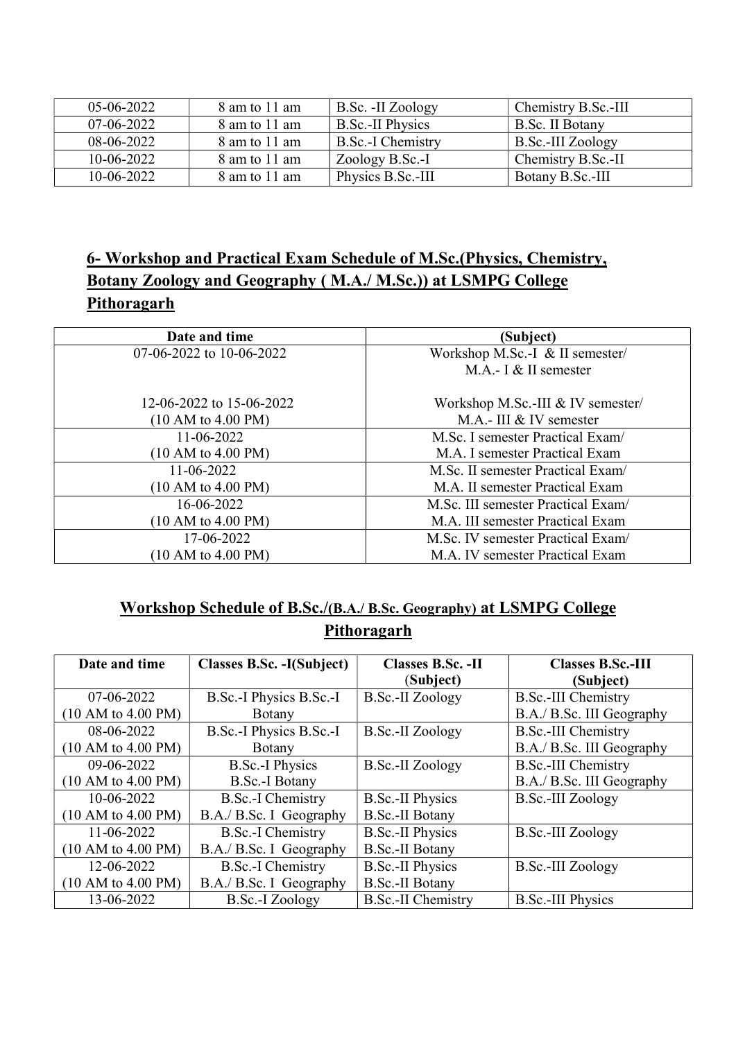| 05-06-2022 | 8 am to 11 am | B.Sc. -II Zoology | Chemistry B.Sc.-III |
|---|---|---|---|
| 07-06-2022 | 8 am to 11 am | B.Sc.-II Physics | B.Sc. II Botany |
| 08-06-2022 | 8 am to 11 am | B.Sc.-I Chemistry | B.Sc.-III Zoology |
| 10-06-2022 | 8 am to 11 am | Zoology B.Sc.-I | Chemistry B.Sc.-II |
| 10-06-2022 | 8 am to 11 am | Physics B.Sc.-III | Botany B.Sc.-III |

## 6- Workshop and Practical Exam Schedule of M.Sc.(Physics, Chemistry, Botany Zoology and Geography ( M.A./ M.Sc.)) at LSMPG College Pithoragarh

| Date and time | (Subject) |
|---|---|
| 07-06-2022 to 10-06-2022<br><br>12-06-2022 to 15-06-2022<br>(10 AM to 4.00 PM) | Workshop M.Sc.-I & II semester/<br>M.A.- I & II semester<br><br>Workshop M.Sc.-III & IV semester/<br>M.A.- III & IV semester |
| 11-06-2022<br>(10 AM to 4.00 PM) | M.Sc. I semester Practical Exam/<br>M.A. I semester Practical Exam |
| 11-06-2022<br>(10 AM to 4.00 PM) | M.Sc. II semester Practical Exam/<br>M.A. II semester Practical Exam |
| 16-06-2022<br>(10 AM to 4.00 PM) | M.Sc. III semester Practical Exam/<br>M.A. III semester Practical Exam |
| 17-06-2022<br>(10 AM to 4.00 PM) | M.Sc. IV semester Practical Exam/<br>M.A. IV semester Practical Exam |

## Workshop Schedule of B.Sc./(B.A./ B.Sc. Geography) at LSMPG College Pithoragarh

| Date and time | Classes B.Sc. -I(Subject) | Classes B.Sc. -II (Subject) | Classes B.Sc.-III (Subject) |
|---|---|---|---|
| 07-06-2022<br>(10 AM to 4.00 PM) | B.Sc.-I Physics B.Sc.-I Botany | B.Sc.-II Zoology | B.Sc.-III Chemistry<br>B.A./ B.Sc. III Geography |
| 08-06-2022<br>(10 AM to 4.00 PM) | B.Sc.-I Physics B.Sc.-I Botany | B.Sc.-II Zoology | B.Sc.-III Chemistry<br>B.A./ B.Sc. III Geography |
| 09-06-2022<br>(10 AM to 4.00 PM) | B.Sc.-I Physics<br>B.Sc.-I Botany | B.Sc.-II Zoology | B.Sc.-III Chemistry<br>B.A./ B.Sc. III Geography |
| 10-06-2022<br>(10 AM to 4.00 PM) | B.Sc.-I Chemistry<br>B.A./ B.Sc. I Geography | B.Sc.-II Physics<br>B.Sc.-II Botany | B.Sc.-III Zoology |
| 11-06-2022<br>(10 AM to 4.00 PM) | B.Sc.-I Chemistry<br>B.A./ B.Sc. I Geography | B.Sc.-II Physics<br>B.Sc.-II Botany | B.Sc.-III Zoology |
| 12-06-2022<br>(10 AM to 4.00 PM) | B.Sc.-I Chemistry<br>B.A./ B.Sc. I Geography | B.Sc.-II Physics<br>B.Sc.-II Botany | B.Sc.-III Zoology |
| 13-06-2022 | B.Sc.-I Zoology | B.Sc.-II Chemistry | B.Sc.-III Physics |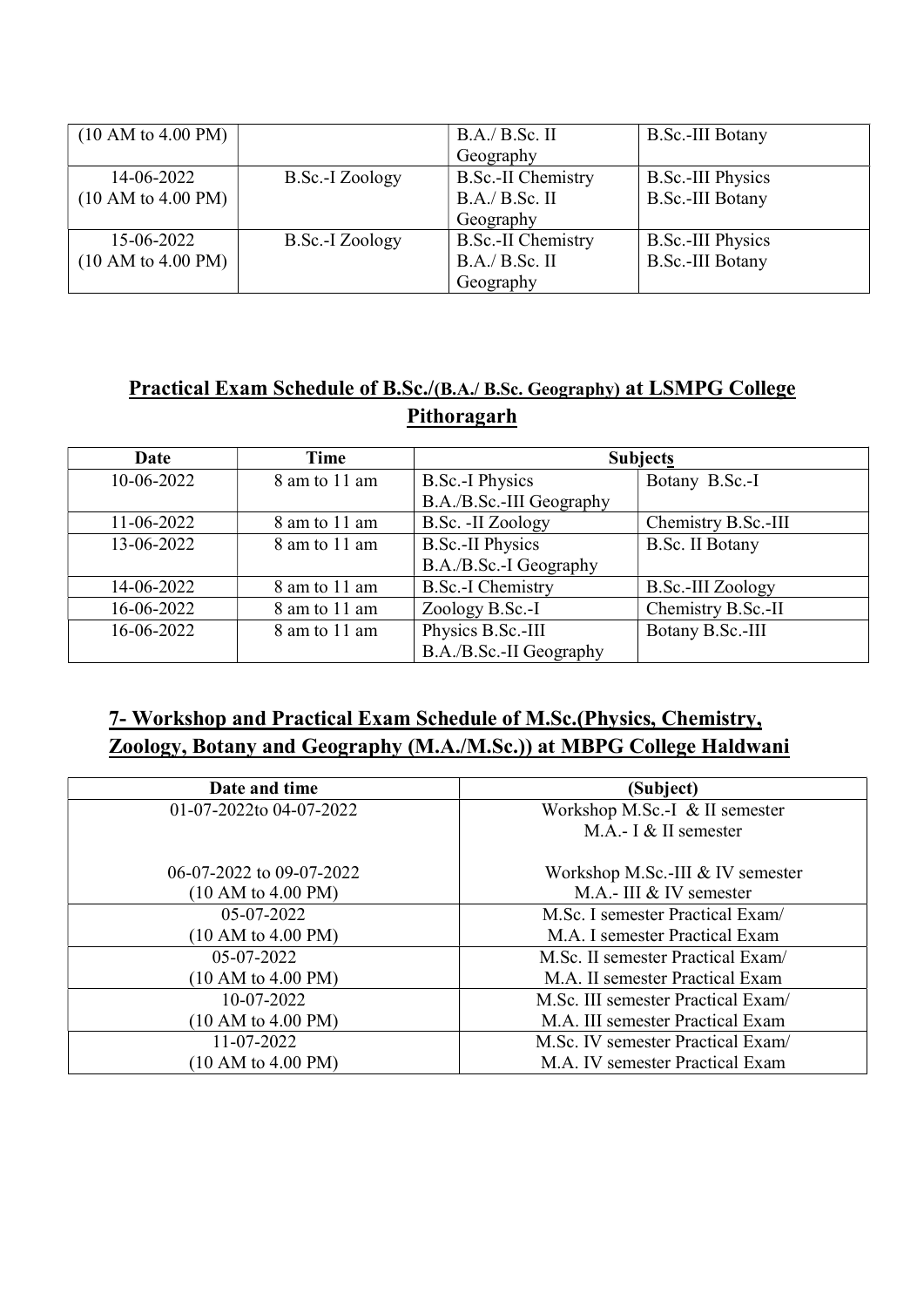| (10 AM to 4.00 PM) | | B.A./ B.Sc. II Geography | B.Sc.-III Botany |
|---|---|---|---|
| 14-06-2022 (10 AM to 4.00 PM) | B.Sc.-I Zoology | B.Sc.-II Chemistry B.A./ B.Sc. II Geography | B.Sc.-III Physics B.Sc.-III Botany |
| 15-06-2022 (10 AM to 4.00 PM) | B.Sc.-I Zoology | B.Sc.-II Chemistry B.A./ B.Sc. II Geography | B.Sc.-III Physics B.Sc.-III Botany |

## Practical Exam Schedule of B.Sc./(B.A./ B.Sc. Geography) at LSMPG College Pithoragarh

| Date | Time | Subjects | |
|---|---|---|---|
| 10-06-2022 | 8 am to 11 am | B.Sc.-I Physics B.A./B.Sc.-III Geography | Botany B.Sc.-I |
| 11-06-2022 | 8 am to 11 am | B.Sc. -II Zoology | Chemistry B.Sc.-III |
| 13-06-2022 | 8 am to 11 am | B.Sc.-II Physics B.A./B.Sc.-I Geography | B.Sc. II Botany |
| 14-06-2022 | 8 am to 11 am | B.Sc.-I Chemistry | B.Sc.-III Zoology |
| 16-06-2022 | 8 am to 11 am | Zoology B.Sc.-I | Chemistry B.Sc.-II |
| 16-06-2022 | 8 am to 11 am | Physics B.Sc.-III B.A./B.Sc.-II Geography | Botany B.Sc.-III |

## 7- Workshop and Practical Exam Schedule of M.Sc.(Physics, Chemistry, Zoology, Botany and Geography (M.A./M.Sc.)) at MBPG College Haldwani

| Date and time | (Subject) |
|---|---|
| 01-07-2022to 04-07-2022<br><br>06-07-2022 to 09-07-2022 (10 AM to 4.00 PM) | Workshop M.Sc.-I & II semester M.A.- I & II semester<br><br>Workshop M.Sc.-III & IV semester M.A.- III & IV semester |
| 05-07-2022 (10 AM to 4.00 PM) | M.Sc. I semester Practical Exam/ M.A. I semester Practical Exam |
| 05-07-2022 (10 AM to 4.00 PM) | M.Sc. II semester Practical Exam/ M.A. II semester Practical Exam |
| 10-07-2022 (10 AM to 4.00 PM) | M.Sc. III semester Practical Exam/ M.A. III semester Practical Exam |
| 11-07-2022 (10 AM to 4.00 PM) | M.Sc. IV semester Practical Exam/ M.A. IV semester Practical Exam |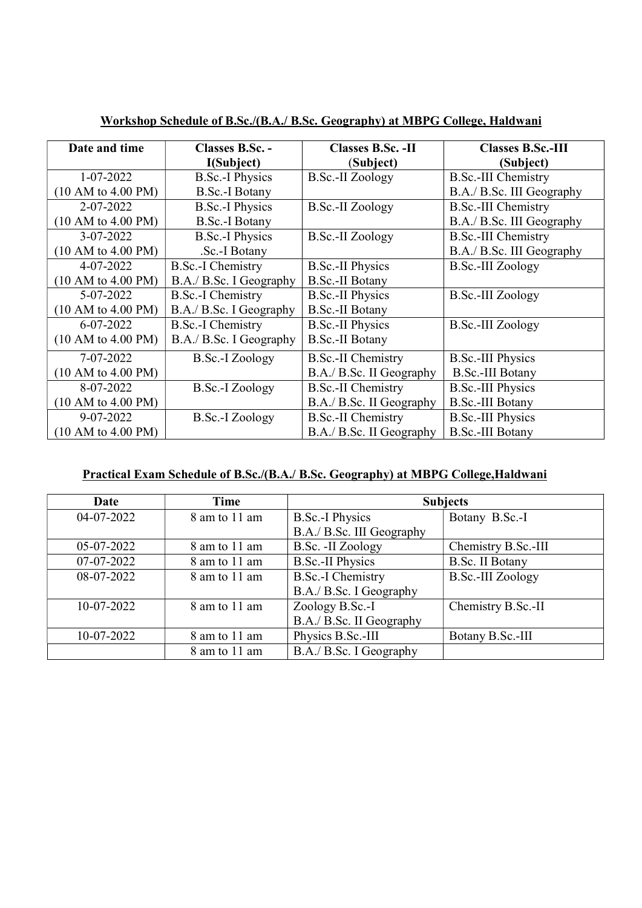**Workshop Schedule of B.Sc./(B.A./ B.Sc. Geography) at MBPG College, Haldwani**

| Date and time | Classes B.Sc. - I(Subject) | Classes B.Sc. -II (Subject) | Classes B.Sc.-III (Subject) |
|---|---|---|---|
| 1-07-2022 (10 AM to 4.00 PM) | B.Sc.-I Physics B.Sc.-I Botany | B.Sc.-II Zoology | B.Sc.-III Chemistry B.A./ B.Sc. III Geography |
| 2-07-2022 (10 AM to 4.00 PM) | B.Sc.-I Physics B.Sc.-I Botany | B.Sc.-II Zoology | B.Sc.-III Chemistry B.A./ B.Sc. III Geography |
| 3-07-2022 (10 AM to 4.00 PM) | B.Sc.-I Physics .Sc.-I Botany | B.Sc.-II Zoology | B.Sc.-III Chemistry B.A./ B.Sc. III Geography |
| 4-07-2022 (10 AM to 4.00 PM) | B.Sc.-I Chemistry B.A./ B.Sc. I Geography | B.Sc.-II Physics B.Sc.-II Botany | B.Sc.-III Zoology |
| 5-07-2022 (10 AM to 4.00 PM) | B.Sc.-I Chemistry B.A./ B.Sc. I Geography | B.Sc.-II Physics B.Sc.-II Botany | B.Sc.-III Zoology |
| 6-07-2022 (10 AM to 4.00 PM) | B.Sc.-I Chemistry B.A./ B.Sc. I Geography | B.Sc.-II Physics B.Sc.-II Botany | B.Sc.-III Zoology |
| 7-07-2022 (10 AM to 4.00 PM) | B.Sc.-I Zoology | B.Sc.-II Chemistry B.A./ B.Sc. II Geography | B.Sc.-III Physics B.Sc.-III Botany |
| 8-07-2022 (10 AM to 4.00 PM) | B.Sc.-I Zoology | B.Sc.-II Chemistry B.A./ B.Sc. II Geography | B.Sc.-III Physics B.Sc.-III Botany |
| 9-07-2022 (10 AM to 4.00 PM) | B.Sc.-I Zoology | B.Sc.-II Chemistry B.A./ B.Sc. II Geography | B.Sc.-III Physics B.Sc.-III Botany |

**Practical Exam Schedule of B.Sc./(B.A./ B.Sc. Geography) at MBPG College,Haldwani**

| Date | Time | Subjects | |
|---|---|---|---|
| 04-07-2022 | 8 am to 11 am | B.Sc.-I Physics B.A./ B.Sc. III Geography | Botany B.Sc.-I |
| 05-07-2022 | 8 am to 11 am | B.Sc. -II Zoology | Chemistry B.Sc.-III |
| 07-07-2022 | 8 am to 11 am | B.Sc.-II Physics | B.Sc. II Botany |
| 08-07-2022 | 8 am to 11 am | B.Sc.-I Chemistry B.A./ B.Sc. I Geography | B.Sc.-III Zoology |
| 10-07-2022 | 8 am to 11 am | Zoology B.Sc.-I B.A./ B.Sc. II Geography | Chemistry B.Sc.-II |
| 10-07-2022 | 8 am to 11 am | Physics B.Sc.-III | Botany B.Sc.-III |
| | 8 am to 11 am | B.A./ B.Sc. I Geography | |